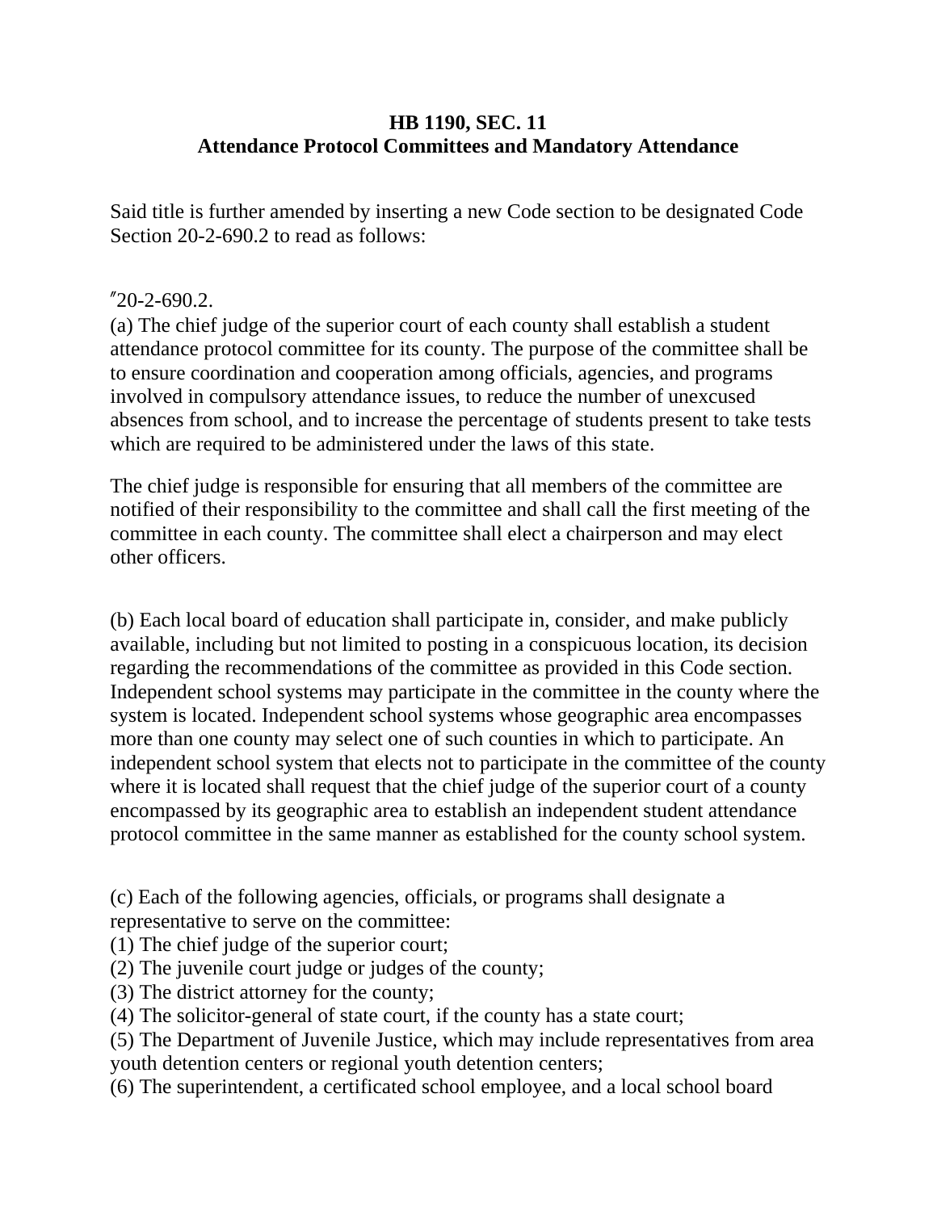**HB 1190, SEC. 11**
**Attendance Protocol Committees and Mandatory Attendance**

Said title is further amended by inserting a new Code section to be designated Code Section 20-2-690.2 to read as follows:

"20-2-690.2.
(a) The chief judge of the superior court of each county shall establish a student attendance protocol committee for its county. The purpose of the committee shall be to ensure coordination and cooperation among officials, agencies, and programs involved in compulsory attendance issues, to reduce the number of unexcused absences from school, and to increase the percentage of students present to take tests which are required to be administered under the laws of this state.

The chief judge is responsible for ensuring that all members of the committee are notified of their responsibility to the committee and shall call the first meeting of the committee in each county. The committee shall elect a chairperson and may elect other officers.

(b) Each local board of education shall participate in, consider, and make publicly available, including but not limited to posting in a conspicuous location, its decision regarding the recommendations of the committee as provided in this Code section. Independent school systems may participate in the committee in the county where the system is located. Independent school systems whose geographic area encompasses more than one county may select one of such counties in which to participate. An independent school system that elects not to participate in the committee of the county where it is located shall request that the chief judge of the superior court of a county encompassed by its geographic area to establish an independent student attendance protocol committee in the same manner as established for the county school system.

(c) Each of the following agencies, officials, or programs shall designate a representative to serve on the committee:
(1) The chief judge of the superior court;
(2) The juvenile court judge or judges of the county;
(3) The district attorney for the county;
(4) The solicitor-general of state court, if the county has a state court;
(5) The Department of Juvenile Justice, which may include representatives from area youth detention centers or regional youth detention centers;
(6) The superintendent, a certificated school employee, and a local school board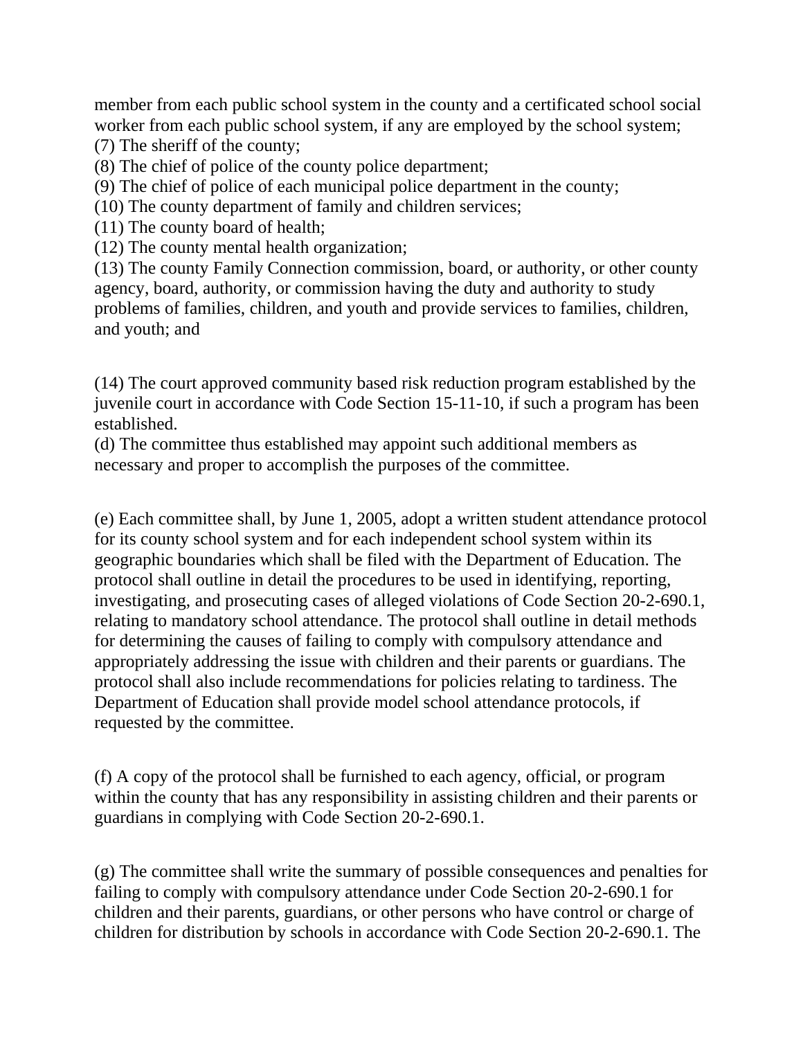member from each public school system in the county and a certificated school social worker from each public school system, if any are employed by the school system;
(7) The sheriff of the county;
(8) The chief of police of the county police department;
(9) The chief of police of each municipal police department in the county;
(10) The county department of family and children services;
(11) The county board of health;
(12) The county mental health organization;
(13) The county Family Connection commission, board, or authority, or other county agency, board, authority, or commission having the duty and authority to study problems of families, children, and youth and provide services to families, children, and youth; and

(14) The court approved community based risk reduction program established by the juvenile court in accordance with Code Section 15-11-10, if such a program has been established.
(d) The committee thus established may appoint such additional members as necessary and proper to accomplish the purposes of the committee.

(e) Each committee shall, by June 1, 2005, adopt a written student attendance protocol for its county school system and for each independent school system within its geographic boundaries which shall be filed with the Department of Education. The protocol shall outline in detail the procedures to be used in identifying, reporting, investigating, and prosecuting cases of alleged violations of Code Section 20-2-690.1, relating to mandatory school attendance. The protocol shall outline in detail methods for determining the causes of failing to comply with compulsory attendance and appropriately addressing the issue with children and their parents or guardians. The protocol shall also include recommendations for policies relating to tardiness. The Department of Education shall provide model school attendance protocols, if requested by the committee.

(f) A copy of the protocol shall be furnished to each agency, official, or program within the county that has any responsibility in assisting children and their parents or guardians in complying with Code Section 20-2-690.1.

(g) The committee shall write the summary of possible consequences and penalties for failing to comply with compulsory attendance under Code Section 20-2-690.1 for children and their parents, guardians, or other persons who have control or charge of children for distribution by schools in accordance with Code Section 20-2-690.1. The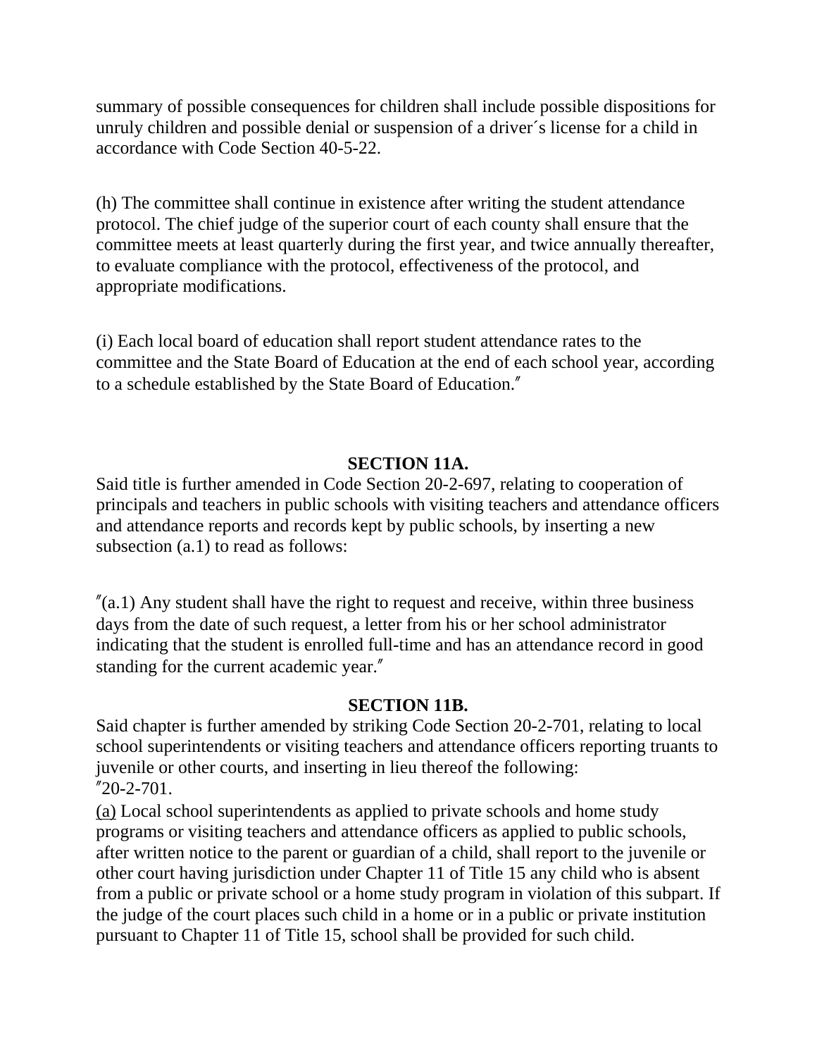summary of possible consequences for children shall include possible dispositions for unruly children and possible denial or suspension of a driver´s license for a child in accordance with Code Section 40-5-22.

(h) The committee shall continue in existence after writing the student attendance protocol. The chief judge of the superior court of each county shall ensure that the committee meets at least quarterly during the first year, and twice annually thereafter, to evaluate compliance with the protocol, effectiveness of the protocol, and appropriate modifications.

(i) Each local board of education shall report student attendance rates to the committee and the State Board of Education at the end of each school year, according to a schedule established by the State Board of Education.″

**SECTION 11A.**

Said title is further amended in Code Section 20-2-697, relating to cooperation of principals and teachers in public schools with visiting teachers and attendance officers and attendance reports and records kept by public schools, by inserting a new subsection (a.1) to read as follows:

″(a.1) Any student shall have the right to request and receive, within three business days from the date of such request, a letter from his or her school administrator indicating that the student is enrolled full-time and has an attendance record in good standing for the current academic year.″

**SECTION 11B.**

Said chapter is further amended by striking Code Section 20-2-701, relating to local school superintendents or visiting teachers and attendance officers reporting truants to juvenile or other courts, and inserting in lieu thereof the following:
″20-2-701.
<u>(a)</u> Local school superintendents as applied to private schools and home study programs or visiting teachers and attendance officers as applied to public schools, after written notice to the parent or guardian of a child, shall report to the juvenile or other court having jurisdiction under Chapter 11 of Title 15 any child who is absent from a public or private school or a home study program in violation of this subpart. If the judge of the court places such child in a home or in a public or private institution pursuant to Chapter 11 of Title 15, school shall be provided for such child.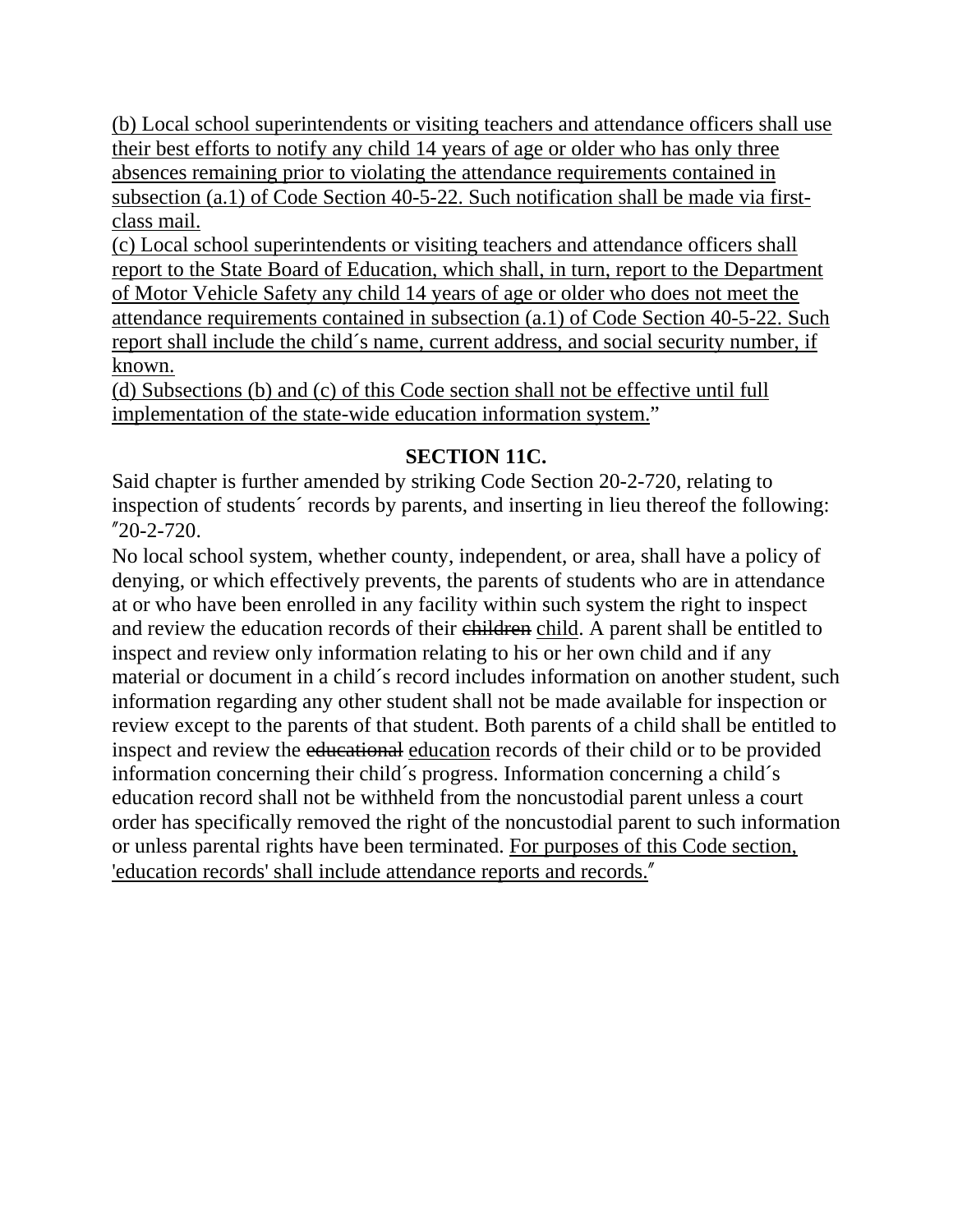(b) Local school superintendents or visiting teachers and attendance officers shall use their best efforts to notify any child 14 years of age or older who has only three absences remaining prior to violating the attendance requirements contained in subsection (a.1) of Code Section 40-5-22. Such notification shall be made via first-class mail.

(c) Local school superintendents or visiting teachers and attendance officers shall report to the State Board of Education, which shall, in turn, report to the Department of Motor Vehicle Safety any child 14 years of age or older who does not meet the attendance requirements contained in subsection (a.1) of Code Section 40-5-22. Such report shall include the child´s name, current address, and social security number, if known.

(d) Subsections (b) and (c) of this Code section shall not be effective until full implementation of the state-wide education information system."

**SECTION 11C.**

Said chapter is further amended by striking Code Section 20-2-720, relating to inspection of students´ records by parents, and inserting in lieu thereof the following:

"20-2-720.

No local school system, whether county, independent, or area, shall have a policy of denying, or which effectively prevents, the parents of students who are in attendance at or who have been enrolled in any facility within such system the right to inspect and review the education records of their ~~children~~ child. A parent shall be entitled to inspect and review only information relating to his or her own child and if any material or document in a child´s record includes information on another student, such information regarding any other student shall not be made available for inspection or review except to the parents of that student. Both parents of a child shall be entitled to inspect and review the ~~educational~~ education records of their child or to be provided information concerning their child´s progress. Information concerning a child´s education record shall not be withheld from the noncustodial parent unless a court order has specifically removed the right of the noncustodial parent to such information or unless parental rights have been terminated. For purposes of this Code section, 'education records' shall include attendance reports and records."